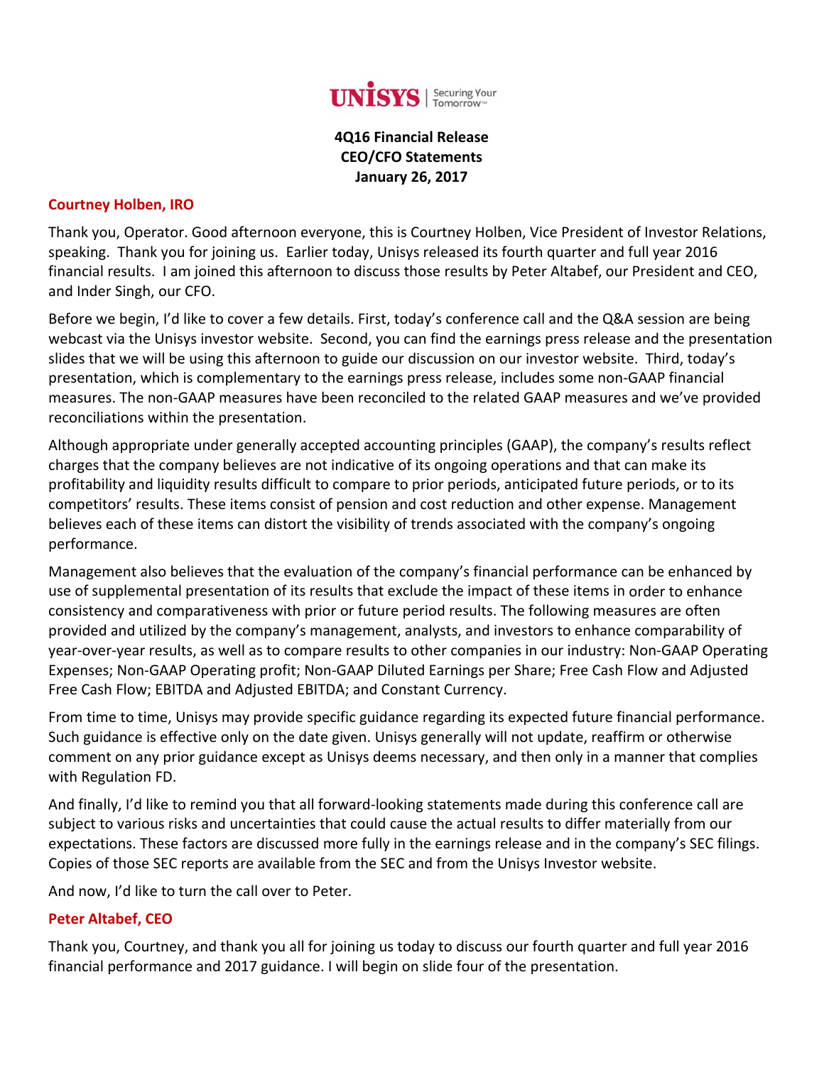**4Q16 Financial Release**
**CEO/CFO Statements**
**January 26, 2017**

**Courtney Holben, IRO**

Thank you, Operator. Good afternoon everyone, this is Courtney Holben, Vice President of Investor Relations, speaking. Thank you for joining us. Earlier today, Unisys released its fourth quarter and full year 2016 financial results. I am joined this afternoon to discuss those results by Peter Altabef, our President and CEO, and Inder Singh, our CFO.

Before we begin, I'd like to cover a few details. First, today's conference call and the Q&A session are being webcast via the Unisys investor website. Second, you can find the earnings press release and the presentation slides that we will be using this afternoon to guide our discussion on our investor website. Third, today's presentation, which is complementary to the earnings press release, includes some non-GAAP financial measures. The non-GAAP measures have been reconciled to the related GAAP measures and we've provided reconciliations within the presentation.

Although appropriate under generally accepted accounting principles (GAAP), the company's results reflect charges that the company believes are not indicative of its ongoing operations and that can make its profitability and liquidity results difficult to compare to prior periods, anticipated future periods, or to its competitors' results. These items consist of pension and cost reduction and other expense. Management believes each of these items can distort the visibility of trends associated with the company's ongoing performance.

Management also believes that the evaluation of the company's financial performance can be enhanced by use of supplemental presentation of its results that exclude the impact of these items in order to enhance consistency and comparativeness with prior or future period results. The following measures are often provided and utilized by the company's management, analysts, and investors to enhance comparability of year-over-year results, as well as to compare results to other companies in our industry: Non-GAAP Operating Expenses; Non-GAAP Operating profit; Non-GAAP Diluted Earnings per Share; Free Cash Flow and Adjusted Free Cash Flow; EBITDA and Adjusted EBITDA; and Constant Currency.

From time to time, Unisys may provide specific guidance regarding its expected future financial performance. Such guidance is effective only on the date given. Unisys generally will not update, reaffirm or otherwise comment on any prior guidance except as Unisys deems necessary, and then only in a manner that complies with Regulation FD.

And finally, I'd like to remind you that all forward-looking statements made during this conference call are subject to various risks and uncertainties that could cause the actual results to differ materially from our expectations. These factors are discussed more fully in the earnings release and in the company's SEC filings. Copies of those SEC reports are available from the SEC and from the Unisys Investor website.

And now, I'd like to turn the call over to Peter.

**Peter Altabef, CEO**

Thank you, Courtney, and thank you all for joining us today to discuss our fourth quarter and full year 2016 financial performance and 2017 guidance. I will begin on slide four of the presentation.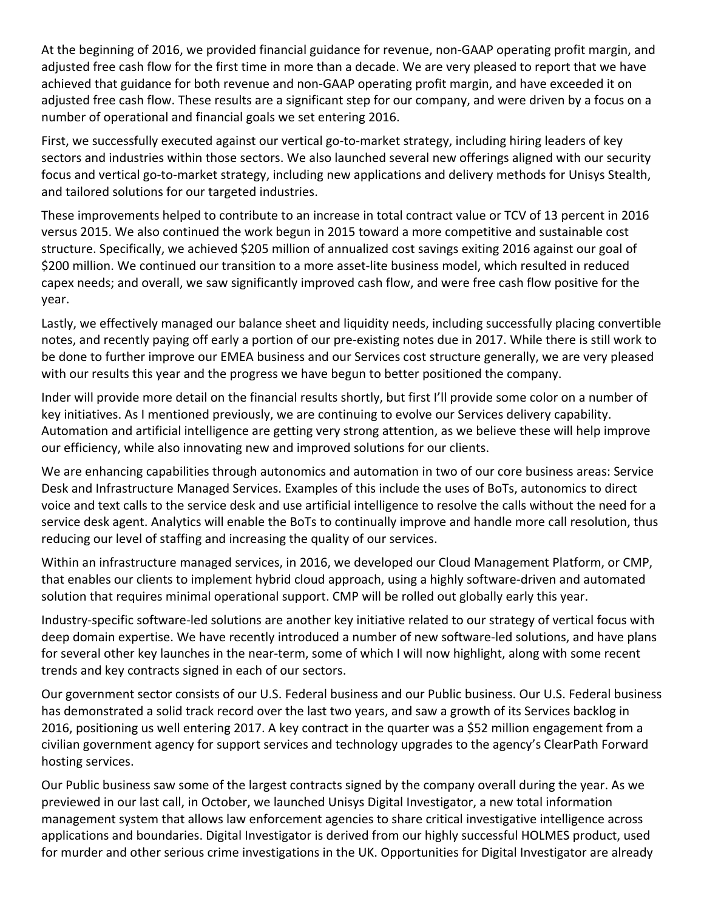At the beginning of 2016, we provided financial guidance for revenue, non-GAAP operating profit margin, and adjusted free cash flow for the first time in more than a decade. We are very pleased to report that we have achieved that guidance for both revenue and non-GAAP operating profit margin, and have exceeded it on adjusted free cash flow. These results are a significant step for our company, and were driven by a focus on a number of operational and financial goals we set entering 2016.

First, we successfully executed against our vertical go-to-market strategy, including hiring leaders of key sectors and industries within those sectors. We also launched several new offerings aligned with our security focus and vertical go-to-market strategy, including new applications and delivery methods for Unisys Stealth, and tailored solutions for our targeted industries.

These improvements helped to contribute to an increase in total contract value or TCV of 13 percent in 2016 versus 2015. We also continued the work begun in 2015 toward a more competitive and sustainable cost structure. Specifically, we achieved $205 million of annualized cost savings exiting 2016 against our goal of $200 million. We continued our transition to a more asset-lite business model, which resulted in reduced capex needs; and overall, we saw significantly improved cash flow, and were free cash flow positive for the year.

Lastly, we effectively managed our balance sheet and liquidity needs, including successfully placing convertible notes, and recently paying off early a portion of our pre-existing notes due in 2017. While there is still work to be done to further improve our EMEA business and our Services cost structure generally, we are very pleased with our results this year and the progress we have begun to better positioned the company.

Inder will provide more detail on the financial results shortly, but first I'll provide some color on a number of key initiatives. As I mentioned previously, we are continuing to evolve our Services delivery capability. Automation and artificial intelligence are getting very strong attention, as we believe these will help improve our efficiency, while also innovating new and improved solutions for our clients.

We are enhancing capabilities through autonomics and automation in two of our core business areas: Service Desk and Infrastructure Managed Services. Examples of this include the uses of BoTs, autonomics to direct voice and text calls to the service desk and use artificial intelligence to resolve the calls without the need for a service desk agent. Analytics will enable the BoTs to continually improve and handle more call resolution, thus reducing our level of staffing and increasing the quality of our services.

Within an infrastructure managed services, in 2016, we developed our Cloud Management Platform, or CMP, that enables our clients to implement hybrid cloud approach, using a highly software-driven and automated solution that requires minimal operational support. CMP will be rolled out globally early this year.

Industry-specific software-led solutions are another key initiative related to our strategy of vertical focus with deep domain expertise. We have recently introduced a number of new software-led solutions, and have plans for several other key launches in the near-term, some of which I will now highlight, along with some recent trends and key contracts signed in each of our sectors.

Our government sector consists of our U.S. Federal business and our Public business. Our U.S. Federal business has demonstrated a solid track record over the last two years, and saw a growth of its Services backlog in 2016, positioning us well entering 2017. A key contract in the quarter was a $52 million engagement from a civilian government agency for support services and technology upgrades to the agency's ClearPath Forward hosting services.

Our Public business saw some of the largest contracts signed by the company overall during the year. As we previewed in our last call, in October, we launched Unisys Digital Investigator, a new total information management system that allows law enforcement agencies to share critical investigative intelligence across applications and boundaries. Digital Investigator is derived from our highly successful HOLMES product, used for murder and other serious crime investigations in the UK. Opportunities for Digital Investigator are already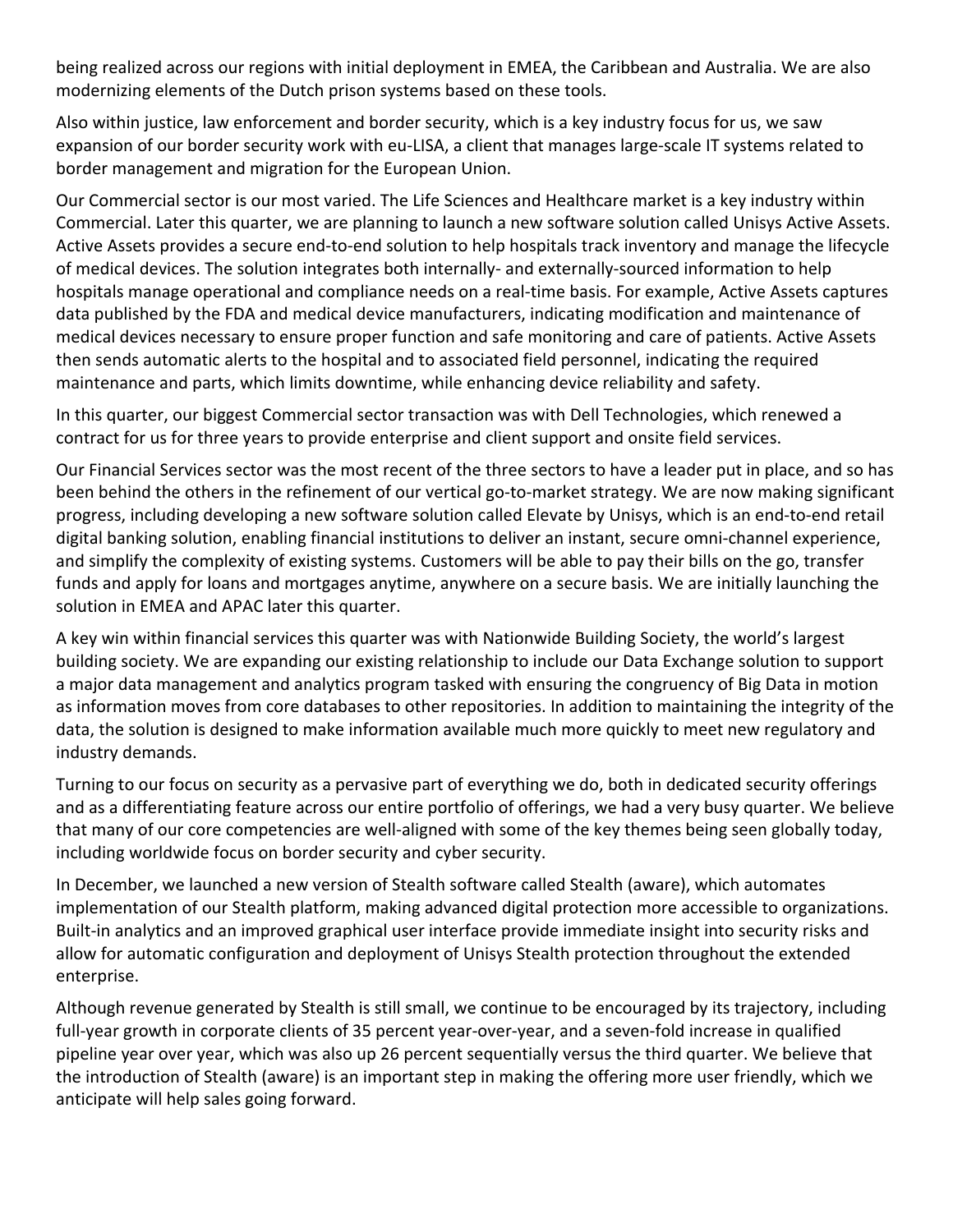being realized across our regions with initial deployment in EMEA, the Caribbean and Australia. We are also modernizing elements of the Dutch prison systems based on these tools.

Also within justice, law enforcement and border security, which is a key industry focus for us, we saw expansion of our border security work with eu-LISA, a client that manages large-scale IT systems related to border management and migration for the European Union.

Our Commercial sector is our most varied. The Life Sciences and Healthcare market is a key industry within Commercial. Later this quarter, we are planning to launch a new software solution called Unisys Active Assets. Active Assets provides a secure end-to-end solution to help hospitals track inventory and manage the lifecycle of medical devices. The solution integrates both internally- and externally-sourced information to help hospitals manage operational and compliance needs on a real-time basis. For example, Active Assets captures data published by the FDA and medical device manufacturers, indicating modification and maintenance of medical devices necessary to ensure proper function and safe monitoring and care of patients. Active Assets then sends automatic alerts to the hospital and to associated field personnel, indicating the required maintenance and parts, which limits downtime, while enhancing device reliability and safety.

In this quarter, our biggest Commercial sector transaction was with Dell Technologies, which renewed a contract for us for three years to provide enterprise and client support and onsite field services.

Our Financial Services sector was the most recent of the three sectors to have a leader put in place, and so has been behind the others in the refinement of our vertical go-to-market strategy. We are now making significant progress, including developing a new software solution called Elevate by Unisys, which is an end-to-end retail digital banking solution, enabling financial institutions to deliver an instant, secure omni-channel experience, and simplify the complexity of existing systems. Customers will be able to pay their bills on the go, transfer funds and apply for loans and mortgages anytime, anywhere on a secure basis. We are initially launching the solution in EMEA and APAC later this quarter.

A key win within financial services this quarter was with Nationwide Building Society, the world's largest building society. We are expanding our existing relationship to include our Data Exchange solution to support a major data management and analytics program tasked with ensuring the congruency of Big Data in motion as information moves from core databases to other repositories. In addition to maintaining the integrity of the data, the solution is designed to make information available much more quickly to meet new regulatory and industry demands.

Turning to our focus on security as a pervasive part of everything we do, both in dedicated security offerings and as a differentiating feature across our entire portfolio of offerings, we had a very busy quarter. We believe that many of our core competencies are well-aligned with some of the key themes being seen globally today, including worldwide focus on border security and cyber security.

In December, we launched a new version of Stealth software called Stealth (aware), which automates implementation of our Stealth platform, making advanced digital protection more accessible to organizations. Built-in analytics and an improved graphical user interface provide immediate insight into security risks and allow for automatic configuration and deployment of Unisys Stealth protection throughout the extended enterprise.

Although revenue generated by Stealth is still small, we continue to be encouraged by its trajectory, including full-year growth in corporate clients of 35 percent year-over-year, and a seven-fold increase in qualified pipeline year over year, which was also up 26 percent sequentially versus the third quarter. We believe that the introduction of Stealth (aware) is an important step in making the offering more user friendly, which we anticipate will help sales going forward.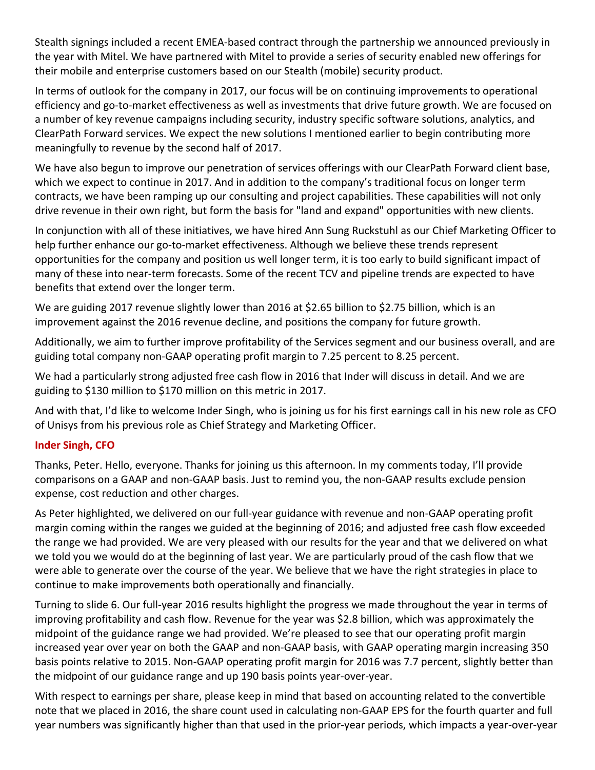Stealth signings included a recent EMEA-based contract through the partnership we announced previously in the year with Mitel. We have partnered with Mitel to provide a series of security enabled new offerings for their mobile and enterprise customers based on our Stealth (mobile) security product.

In terms of outlook for the company in 2017, our focus will be on continuing improvements to operational efficiency and go-to-market effectiveness as well as investments that drive future growth. We are focused on a number of key revenue campaigns including security, industry specific software solutions, analytics, and ClearPath Forward services. We expect the new solutions I mentioned earlier to begin contributing more meaningfully to revenue by the second half of 2017.

We have also begun to improve our penetration of services offerings with our ClearPath Forward client base, which we expect to continue in 2017. And in addition to the company's traditional focus on longer term contracts, we have been ramping up our consulting and project capabilities. These capabilities will not only drive revenue in their own right, but form the basis for "land and expand" opportunities with new clients.

In conjunction with all of these initiatives, we have hired Ann Sung Ruckstuhl as our Chief Marketing Officer to help further enhance our go-to-market effectiveness. Although we believe these trends represent opportunities for the company and position us well longer term, it is too early to build significant impact of many of these into near-term forecasts. Some of the recent TCV and pipeline trends are expected to have benefits that extend over the longer term.

We are guiding 2017 revenue slightly lower than 2016 at $2.65 billion to $2.75 billion, which is an improvement against the 2016 revenue decline, and positions the company for future growth.

Additionally, we aim to further improve profitability of the Services segment and our business overall, and are guiding total company non-GAAP operating profit margin to 7.25 percent to 8.25 percent.

We had a particularly strong adjusted free cash flow in 2016 that Inder will discuss in detail. And we are guiding to $130 million to $170 million on this metric in 2017.

And with that, I'd like to welcome Inder Singh, who is joining us for his first earnings call in his new role as CFO of Unisys from his previous role as Chief Strategy and Marketing Officer.

**Inder Singh, CFO**

Thanks, Peter. Hello, everyone. Thanks for joining us this afternoon. In my comments today, I'll provide comparisons on a GAAP and non-GAAP basis. Just to remind you, the non-GAAP results exclude pension expense, cost reduction and other charges.

As Peter highlighted, we delivered on our full-year guidance with revenue and non-GAAP operating profit margin coming within the ranges we guided at the beginning of 2016; and adjusted free cash flow exceeded the range we had provided. We are very pleased with our results for the year and that we delivered on what we told you we would do at the beginning of last year. We are particularly proud of the cash flow that we were able to generate over the course of the year. We believe that we have the right strategies in place to continue to make improvements both operationally and financially.

Turning to slide 6. Our full-year 2016 results highlight the progress we made throughout the year in terms of improving profitability and cash flow. Revenue for the year was $2.8 billion, which was approximately the midpoint of the guidance range we had provided. We're pleased to see that our operating profit margin increased year over year on both the GAAP and non-GAAP basis, with GAAP operating margin increasing 350 basis points relative to 2015. Non-GAAP operating profit margin for 2016 was 7.7 percent, slightly better than the midpoint of our guidance range and up 190 basis points year-over-year.

With respect to earnings per share, please keep in mind that based on accounting related to the convertible note that we placed in 2016, the share count used in calculating non-GAAP EPS for the fourth quarter and full year numbers was significantly higher than that used in the prior-year periods, which impacts a year-over-year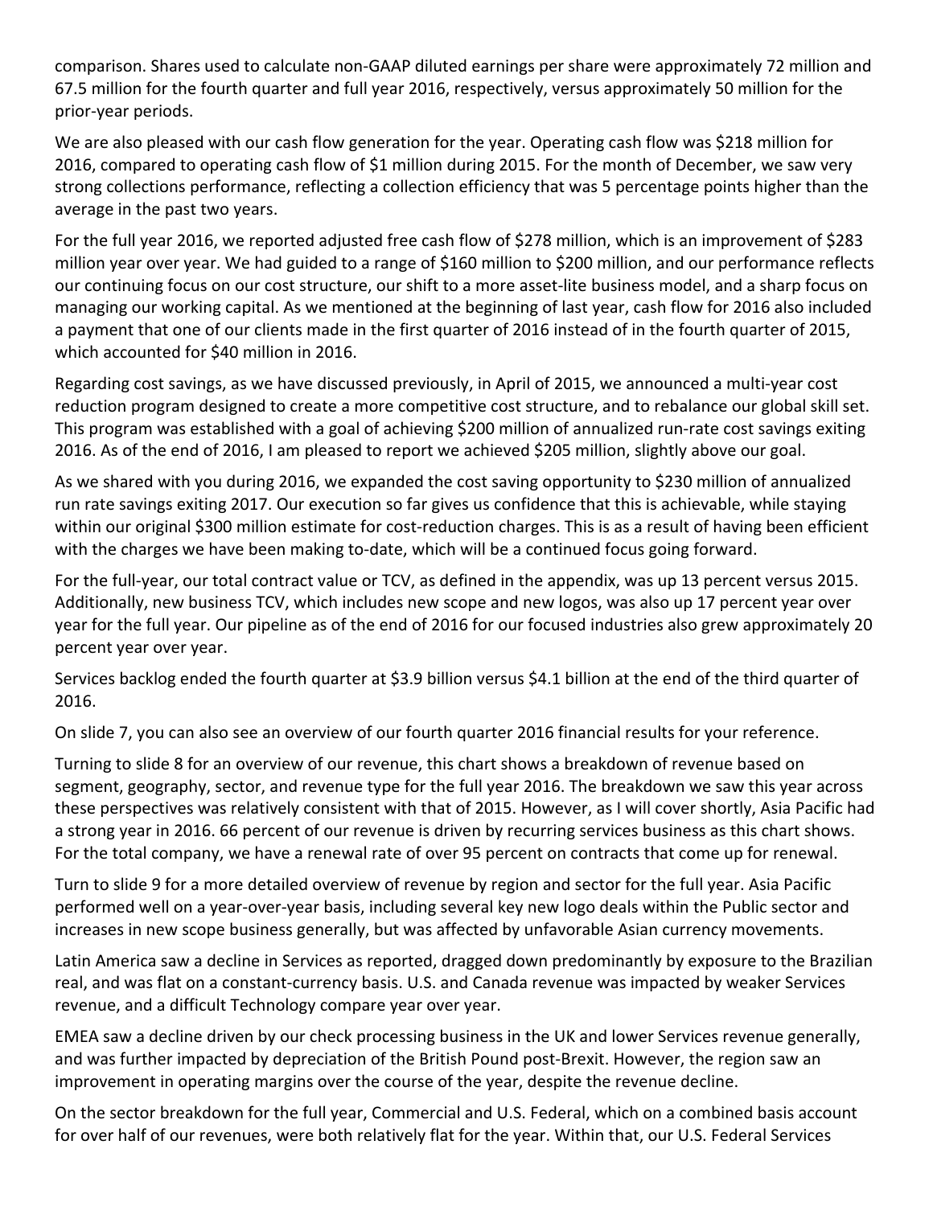comparison. Shares used to calculate non-GAAP diluted earnings per share were approximately 72 million and 67.5 million for the fourth quarter and full year 2016, respectively, versus approximately 50 million for the prior-year periods.

We are also pleased with our cash flow generation for the year. Operating cash flow was $218 million for 2016, compared to operating cash flow of $1 million during 2015. For the month of December, we saw very strong collections performance, reflecting a collection efficiency that was 5 percentage points higher than the average in the past two years.

For the full year 2016, we reported adjusted free cash flow of $278 million, which is an improvement of $283 million year over year. We had guided to a range of $160 million to $200 million, and our performance reflects our continuing focus on our cost structure, our shift to a more asset-lite business model, and a sharp focus on managing our working capital. As we mentioned at the beginning of last year, cash flow for 2016 also included a payment that one of our clients made in the first quarter of 2016 instead of in the fourth quarter of 2015, which accounted for $40 million in 2016.

Regarding cost savings, as we have discussed previously, in April of 2015, we announced a multi-year cost reduction program designed to create a more competitive cost structure, and to rebalance our global skill set. This program was established with a goal of achieving $200 million of annualized run-rate cost savings exiting 2016. As of the end of 2016, I am pleased to report we achieved $205 million, slightly above our goal.

As we shared with you during 2016, we expanded the cost saving opportunity to $230 million of annualized run rate savings exiting 2017. Our execution so far gives us confidence that this is achievable, while staying within our original $300 million estimate for cost-reduction charges. This is as a result of having been efficient with the charges we have been making to-date, which will be a continued focus going forward.

For the full-year, our total contract value or TCV, as defined in the appendix, was up 13 percent versus 2015. Additionally, new business TCV, which includes new scope and new logos, was also up 17 percent year over year for the full year. Our pipeline as of the end of 2016 for our focused industries also grew approximately 20 percent year over year.

Services backlog ended the fourth quarter at $3.9 billion versus $4.1 billion at the end of the third quarter of 2016.

On slide 7, you can also see an overview of our fourth quarter 2016 financial results for your reference.

Turning to slide 8 for an overview of our revenue, this chart shows a breakdown of revenue based on segment, geography, sector, and revenue type for the full year 2016. The breakdown we saw this year across these perspectives was relatively consistent with that of 2015. However, as I will cover shortly, Asia Pacific had a strong year in 2016. 66 percent of our revenue is driven by recurring services business as this chart shows. For the total company, we have a renewal rate of over 95 percent on contracts that come up for renewal.

Turn to slide 9 for a more detailed overview of revenue by region and sector for the full year. Asia Pacific performed well on a year-over-year basis, including several key new logo deals within the Public sector and increases in new scope business generally, but was affected by unfavorable Asian currency movements.

Latin America saw a decline in Services as reported, dragged down predominantly by exposure to the Brazilian real, and was flat on a constant-currency basis. U.S. and Canada revenue was impacted by weaker Services revenue, and a difficult Technology compare year over year.

EMEA saw a decline driven by our check processing business in the UK and lower Services revenue generally, and was further impacted by depreciation of the British Pound post-Brexit. However, the region saw an improvement in operating margins over the course of the year, despite the revenue decline.

On the sector breakdown for the full year, Commercial and U.S. Federal, which on a combined basis account for over half of our revenues, were both relatively flat for the year. Within that, our U.S. Federal Services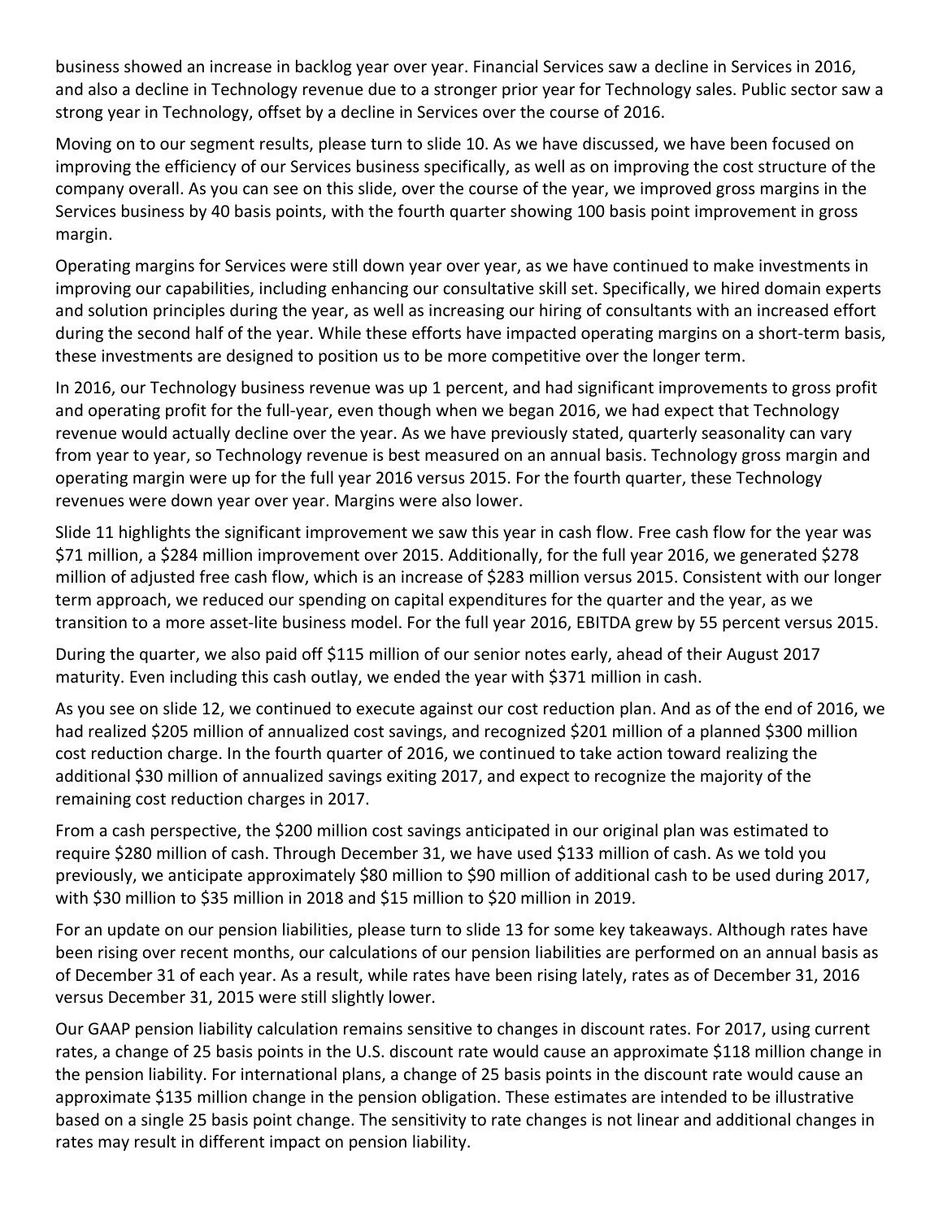business showed an increase in backlog year over year. Financial Services saw a decline in Services in 2016, and also a decline in Technology revenue due to a stronger prior year for Technology sales. Public sector saw a strong year in Technology, offset by a decline in Services over the course of 2016.

Moving on to our segment results, please turn to slide 10. As we have discussed, we have been focused on improving the efficiency of our Services business specifically, as well as on improving the cost structure of the company overall. As you can see on this slide, over the course of the year, we improved gross margins in the Services business by 40 basis points, with the fourth quarter showing 100 basis point improvement in gross margin.

Operating margins for Services were still down year over year, as we have continued to make investments in improving our capabilities, including enhancing our consultative skill set. Specifically, we hired domain experts and solution principles during the year, as well as increasing our hiring of consultants with an increased effort during the second half of the year. While these efforts have impacted operating margins on a short-term basis, these investments are designed to position us to be more competitive over the longer term.

In 2016, our Technology business revenue was up 1 percent, and had significant improvements to gross profit and operating profit for the full-year, even though when we began 2016, we had expect that Technology revenue would actually decline over the year. As we have previously stated, quarterly seasonality can vary from year to year, so Technology revenue is best measured on an annual basis. Technology gross margin and operating margin were up for the full year 2016 versus 2015. For the fourth quarter, these Technology revenues were down year over year. Margins were also lower.

Slide 11 highlights the significant improvement we saw this year in cash flow. Free cash flow for the year was $71 million, a $284 million improvement over 2015. Additionally, for the full year 2016, we generated $278 million of adjusted free cash flow, which is an increase of $283 million versus 2015. Consistent with our longer term approach, we reduced our spending on capital expenditures for the quarter and the year, as we transition to a more asset-lite business model. For the full year 2016, EBITDA grew by 55 percent versus 2015.

During the quarter, we also paid off $115 million of our senior notes early, ahead of their August 2017 maturity. Even including this cash outlay, we ended the year with $371 million in cash.

As you see on slide 12, we continued to execute against our cost reduction plan. And as of the end of 2016, we had realized $205 million of annualized cost savings, and recognized $201 million of a planned $300 million cost reduction charge. In the fourth quarter of 2016, we continued to take action toward realizing the additional $30 million of annualized savings exiting 2017, and expect to recognize the majority of the remaining cost reduction charges in 2017.

From a cash perspective, the $200 million cost savings anticipated in our original plan was estimated to require $280 million of cash. Through December 31, we have used $133 million of cash. As we told you previously, we anticipate approximately $80 million to $90 million of additional cash to be used during 2017, with $30 million to $35 million in 2018 and $15 million to $20 million in 2019.

For an update on our pension liabilities, please turn to slide 13 for some key takeaways. Although rates have been rising over recent months, our calculations of our pension liabilities are performed on an annual basis as of December 31 of each year. As a result, while rates have been rising lately, rates as of December 31, 2016 versus December 31, 2015 were still slightly lower.

Our GAAP pension liability calculation remains sensitive to changes in discount rates. For 2017, using current rates, a change of 25 basis points in the U.S. discount rate would cause an approximate $118 million change in the pension liability. For international plans, a change of 25 basis points in the discount rate would cause an approximate $135 million change in the pension obligation. These estimates are intended to be illustrative based on a single 25 basis point change. The sensitivity to rate changes is not linear and additional changes in rates may result in different impact on pension liability.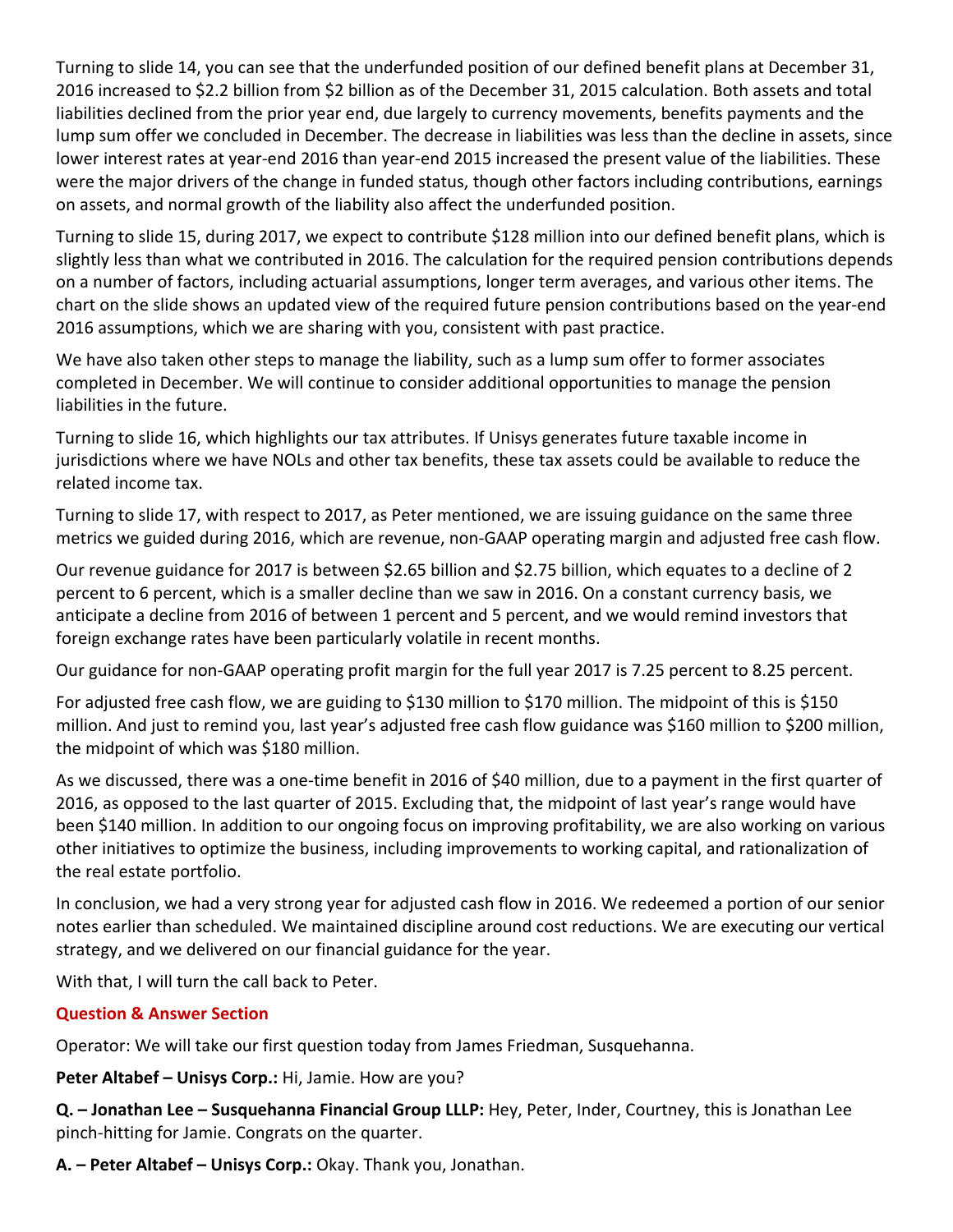Turning to slide 14, you can see that the underfunded position of our defined benefit plans at December 31, 2016 increased to $2.2 billion from $2 billion as of the December 31, 2015 calculation. Both assets and total liabilities declined from the prior year end, due largely to currency movements, benefits payments and the lump sum offer we concluded in December. The decrease in liabilities was less than the decline in assets, since lower interest rates at year-end 2016 than year-end 2015 increased the present value of the liabilities. These were the major drivers of the change in funded status, though other factors including contributions, earnings on assets, and normal growth of the liability also affect the underfunded position.

Turning to slide 15, during 2017, we expect to contribute $128 million into our defined benefit plans, which is slightly less than what we contributed in 2016. The calculation for the required pension contributions depends on a number of factors, including actuarial assumptions, longer term averages, and various other items. The chart on the slide shows an updated view of the required future pension contributions based on the year-end 2016 assumptions, which we are sharing with you, consistent with past practice.

We have also taken other steps to manage the liability, such as a lump sum offer to former associates completed in December. We will continue to consider additional opportunities to manage the pension liabilities in the future.

Turning to slide 16, which highlights our tax attributes. If Unisys generates future taxable income in jurisdictions where we have NOLs and other tax benefits, these tax assets could be available to reduce the related income tax.

Turning to slide 17, with respect to 2017, as Peter mentioned, we are issuing guidance on the same three metrics we guided during 2016, which are revenue, non-GAAP operating margin and adjusted free cash flow.

Our revenue guidance for 2017 is between $2.65 billion and $2.75 billion, which equates to a decline of 2 percent to 6 percent, which is a smaller decline than we saw in 2016. On a constant currency basis, we anticipate a decline from 2016 of between 1 percent and 5 percent, and we would remind investors that foreign exchange rates have been particularly volatile in recent months.

Our guidance for non-GAAP operating profit margin for the full year 2017 is 7.25 percent to 8.25 percent.

For adjusted free cash flow, we are guiding to $130 million to $170 million. The midpoint of this is $150 million. And just to remind you, last year's adjusted free cash flow guidance was $160 million to $200 million, the midpoint of which was $180 million.

As we discussed, there was a one-time benefit in 2016 of $40 million, due to a payment in the first quarter of 2016, as opposed to the last quarter of 2015. Excluding that, the midpoint of last year's range would have been $140 million. In addition to our ongoing focus on improving profitability, we are also working on various other initiatives to optimize the business, including improvements to working capital, and rationalization of the real estate portfolio.

In conclusion, we had a very strong year for adjusted cash flow in 2016. We redeemed a portion of our senior notes earlier than scheduled. We maintained discipline around cost reductions. We are executing our vertical strategy, and we delivered on our financial guidance for the year.

With that, I will turn the call back to Peter.

## Question & Answer Section

Operator: We will take our first question today from James Friedman, Susquehanna.

**Peter Altabef – Unisys Corp.:** Hi, Jamie. How are you?

**Q. – Jonathan Lee – Susquehanna Financial Group LLLP:** Hey, Peter, Inder, Courtney, this is Jonathan Lee pinch-hitting for Jamie. Congrats on the quarter.

**A. – Peter Altabef – Unisys Corp.:** Okay. Thank you, Jonathan.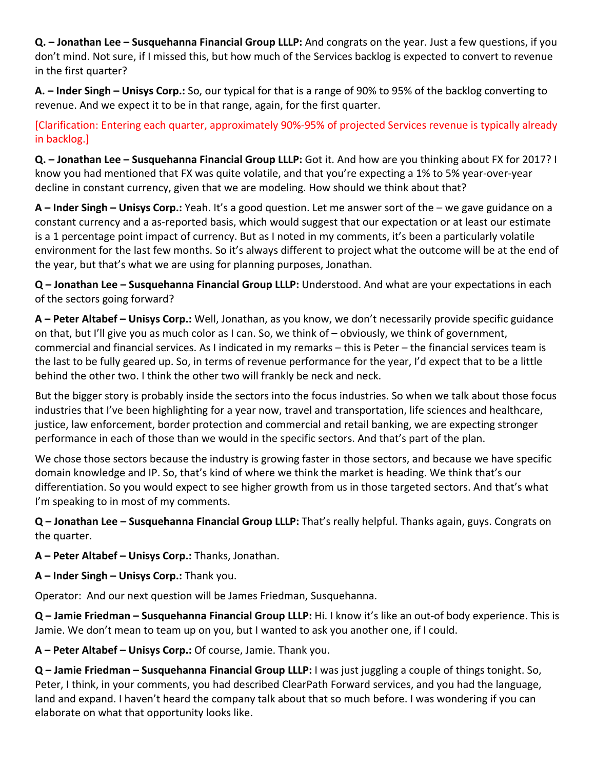**Q. – Jonathan Lee – Susquehanna Financial Group LLLP:** And congrats on the year. Just a few questions, if you don't mind. Not sure, if I missed this, but how much of the Services backlog is expected to convert to revenue in the first quarter?

**A. – Inder Singh – Unisys Corp.:** So, our typical for that is a range of 90% to 95% of the backlog converting to revenue. And we expect it to be in that range, again, for the first quarter.

[Clarification: Entering each quarter, approximately 90%-95% of projected Services revenue is typically already in backlog.]

**Q. – Jonathan Lee – Susquehanna Financial Group LLLP:** Got it. And how are you thinking about FX for 2017? I know you had mentioned that FX was quite volatile, and that you're expecting a 1% to 5% year-over-year decline in constant currency, given that we are modeling. How should we think about that?

**A – Inder Singh – Unisys Corp.:** Yeah. It's a good question. Let me answer sort of the – we gave guidance on a constant currency and a as-reported basis, which would suggest that our expectation or at least our estimate is a 1 percentage point impact of currency. But as I noted in my comments, it's been a particularly volatile environment for the last few months. So it's always different to project what the outcome will be at the end of the year, but that's what we are using for planning purposes, Jonathan.

**Q – Jonathan Lee – Susquehanna Financial Group LLLP:** Understood. And what are your expectations in each of the sectors going forward?

**A – Peter Altabef – Unisys Corp.:** Well, Jonathan, as you know, we don't necessarily provide specific guidance on that, but I'll give you as much color as I can. So, we think of – obviously, we think of government, commercial and financial services. As I indicated in my remarks – this is Peter – the financial services team is the last to be fully geared up. So, in terms of revenue performance for the year, I'd expect that to be a little behind the other two. I think the other two will frankly be neck and neck.

But the bigger story is probably inside the sectors into the focus industries. So when we talk about those focus industries that I've been highlighting for a year now, travel and transportation, life sciences and healthcare, justice, law enforcement, border protection and commercial and retail banking, we are expecting stronger performance in each of those than we would in the specific sectors. And that's part of the plan.

We chose those sectors because the industry is growing faster in those sectors, and because we have specific domain knowledge and IP. So, that's kind of where we think the market is heading. We think that's our differentiation. So you would expect to see higher growth from us in those targeted sectors. And that's what I'm speaking to in most of my comments.

**Q – Jonathan Lee – Susquehanna Financial Group LLLP:** That's really helpful. Thanks again, guys. Congrats on the quarter.

**A – Peter Altabef – Unisys Corp.:** Thanks, Jonathan.

**A – Inder Singh – Unisys Corp.:** Thank you.

Operator: And our next question will be James Friedman, Susquehanna.

**Q – Jamie Friedman – Susquehanna Financial Group LLLP:** Hi. I know it's like an out-of body experience. This is Jamie. We don't mean to team up on you, but I wanted to ask you another one, if I could.

**A – Peter Altabef – Unisys Corp.:** Of course, Jamie. Thank you.

**Q – Jamie Friedman – Susquehanna Financial Group LLLP:** I was just juggling a couple of things tonight. So, Peter, I think, in your comments, you had described ClearPath Forward services, and you had the language, land and expand. I haven't heard the company talk about that so much before. I was wondering if you can elaborate on what that opportunity looks like.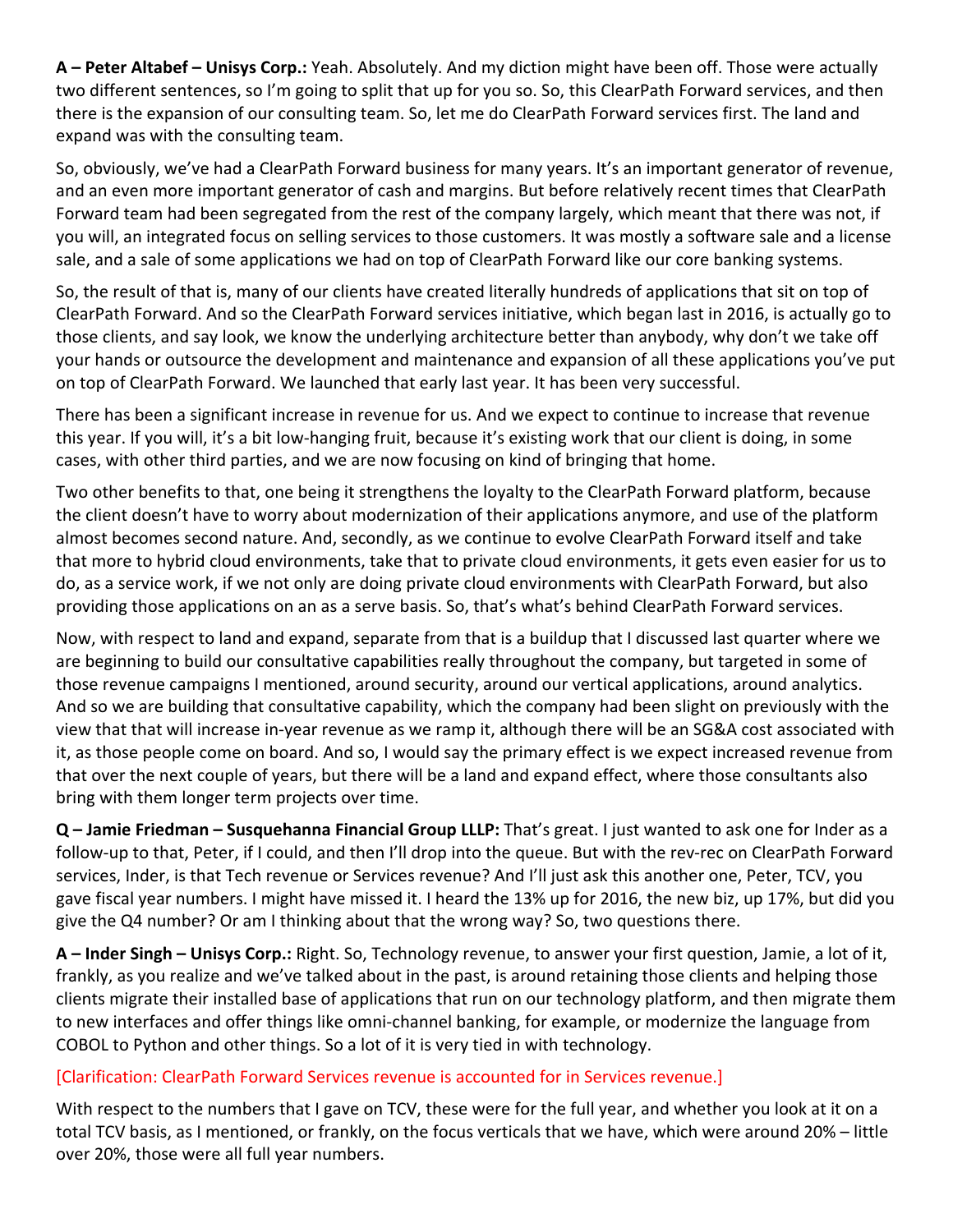**A – Peter Altabef – Unisys Corp.:** Yeah. Absolutely. And my diction might have been off. Those were actually two different sentences, so I'm going to split that up for you so. So, this ClearPath Forward services, and then there is the expansion of our consulting team. So, let me do ClearPath Forward services first. The land and expand was with the consulting team.

So, obviously, we've had a ClearPath Forward business for many years. It's an important generator of revenue, and an even more important generator of cash and margins. But before relatively recent times that ClearPath Forward team had been segregated from the rest of the company largely, which meant that there was not, if you will, an integrated focus on selling services to those customers. It was mostly a software sale and a license sale, and a sale of some applications we had on top of ClearPath Forward like our core banking systems.

So, the result of that is, many of our clients have created literally hundreds of applications that sit on top of ClearPath Forward. And so the ClearPath Forward services initiative, which began last in 2016, is actually go to those clients, and say look, we know the underlying architecture better than anybody, why don't we take off your hands or outsource the development and maintenance and expansion of all these applications you've put on top of ClearPath Forward. We launched that early last year. It has been very successful.

There has been a significant increase in revenue for us. And we expect to continue to increase that revenue this year. If you will, it's a bit low-hanging fruit, because it's existing work that our client is doing, in some cases, with other third parties, and we are now focusing on kind of bringing that home.

Two other benefits to that, one being it strengthens the loyalty to the ClearPath Forward platform, because the client doesn't have to worry about modernization of their applications anymore, and use of the platform almost becomes second nature. And, secondly, as we continue to evolve ClearPath Forward itself and take that more to hybrid cloud environments, take that to private cloud environments, it gets even easier for us to do, as a service work, if we not only are doing private cloud environments with ClearPath Forward, but also providing those applications on an as a serve basis. So, that's what's behind ClearPath Forward services.

Now, with respect to land and expand, separate from that is a buildup that I discussed last quarter where we are beginning to build our consultative capabilities really throughout the company, but targeted in some of those revenue campaigns I mentioned, around security, around our vertical applications, around analytics. And so we are building that consultative capability, which the company had been slight on previously with the view that that will increase in-year revenue as we ramp it, although there will be an SG&A cost associated with it, as those people come on board. And so, I would say the primary effect is we expect increased revenue from that over the next couple of years, but there will be a land and expand effect, where those consultants also bring with them longer term projects over time.

**Q – Jamie Friedman – Susquehanna Financial Group LLLP:** That's great. I just wanted to ask one for Inder as a follow-up to that, Peter, if I could, and then I'll drop into the queue. But with the rev-rec on ClearPath Forward services, Inder, is that Tech revenue or Services revenue? And I'll just ask this another one, Peter, TCV, you gave fiscal year numbers. I might have missed it. I heard the 13% up for 2016, the new biz, up 17%, but did you give the Q4 number? Or am I thinking about that the wrong way? So, two questions there.

**A – Inder Singh – Unisys Corp.:** Right. So, Technology revenue, to answer your first question, Jamie, a lot of it, frankly, as you realize and we've talked about in the past, is around retaining those clients and helping those clients migrate their installed base of applications that run on our technology platform, and then migrate them to new interfaces and offer things like omni-channel banking, for example, or modernize the language from COBOL to Python and other things. So a lot of it is very tied in with technology.

[Clarification: ClearPath Forward Services revenue is accounted for in Services revenue.]

With respect to the numbers that I gave on TCV, these were for the full year, and whether you look at it on a total TCV basis, as I mentioned, or frankly, on the focus verticals that we have, which were around 20% – little over 20%, those were all full year numbers.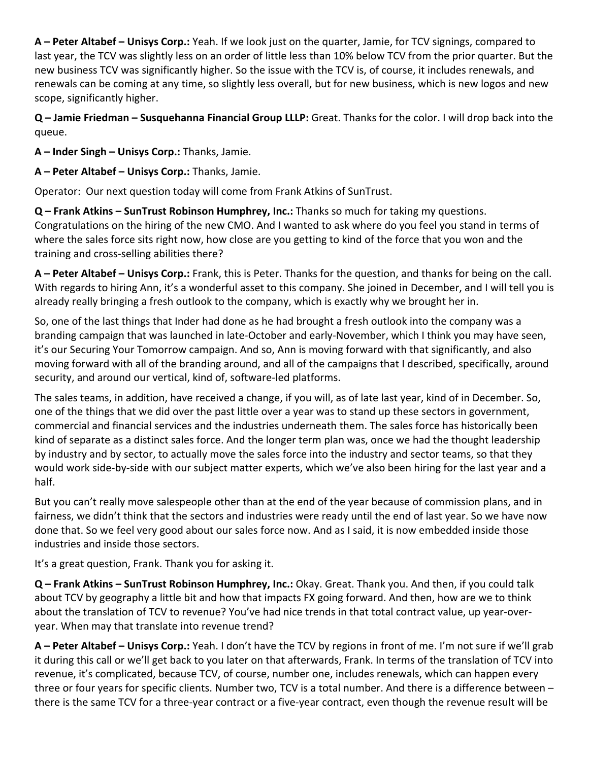**A – Peter Altabef – Unisys Corp.:** Yeah. If we look just on the quarter, Jamie, for TCV signings, compared to last year, the TCV was slightly less on an order of little less than 10% below TCV from the prior quarter. But the new business TCV was significantly higher. So the issue with the TCV is, of course, it includes renewals, and renewals can be coming at any time, so slightly less overall, but for new business, which is new logos and new scope, significantly higher.

**Q – Jamie Friedman – Susquehanna Financial Group LLLP:** Great. Thanks for the color. I will drop back into the queue.

**A – Inder Singh – Unisys Corp.:** Thanks, Jamie.

**A – Peter Altabef – Unisys Corp.:** Thanks, Jamie.

Operator: Our next question today will come from Frank Atkins of SunTrust.

**Q – Frank Atkins – SunTrust Robinson Humphrey, Inc.:** Thanks so much for taking my questions. Congratulations on the hiring of the new CMO. And I wanted to ask where do you feel you stand in terms of where the sales force sits right now, how close are you getting to kind of the force that you won and the training and cross-selling abilities there?

**A – Peter Altabef – Unisys Corp.:** Frank, this is Peter. Thanks for the question, and thanks for being on the call. With regards to hiring Ann, it's a wonderful asset to this company. She joined in December, and I will tell you is already really bringing a fresh outlook to the company, which is exactly why we brought her in.

So, one of the last things that Inder had done as he had brought a fresh outlook into the company was a branding campaign that was launched in late-October and early-November, which I think you may have seen, it's our Securing Your Tomorrow campaign. And so, Ann is moving forward with that significantly, and also moving forward with all of the branding around, and all of the campaigns that I described, specifically, around security, and around our vertical, kind of, software-led platforms.

The sales teams, in addition, have received a change, if you will, as of late last year, kind of in December. So, one of the things that we did over the past little over a year was to stand up these sectors in government, commercial and financial services and the industries underneath them. The sales force has historically been kind of separate as a distinct sales force. And the longer term plan was, once we had the thought leadership by industry and by sector, to actually move the sales force into the industry and sector teams, so that they would work side-by-side with our subject matter experts, which we've also been hiring for the last year and a half.

But you can't really move salespeople other than at the end of the year because of commission plans, and in fairness, we didn't think that the sectors and industries were ready until the end of last year. So we have now done that. So we feel very good about our sales force now. And as I said, it is now embedded inside those industries and inside those sectors.

It's a great question, Frank. Thank you for asking it.

**Q – Frank Atkins – SunTrust Robinson Humphrey, Inc.:** Okay. Great. Thank you. And then, if you could talk about TCV by geography a little bit and how that impacts FX going forward. And then, how are we to think about the translation of TCV to revenue? You've had nice trends in that total contract value, up year-over-year. When may that translate into revenue trend?

**A – Peter Altabef – Unisys Corp.:** Yeah. I don't have the TCV by regions in front of me. I'm not sure if we'll grab it during this call or we'll get back to you later on that afterwards, Frank. In terms of the translation of TCV into revenue, it's complicated, because TCV, of course, number one, includes renewals, which can happen every three or four years for specific clients. Number two, TCV is a total number. And there is a difference between – there is the same TCV for a three-year contract or a five-year contract, even though the revenue result will be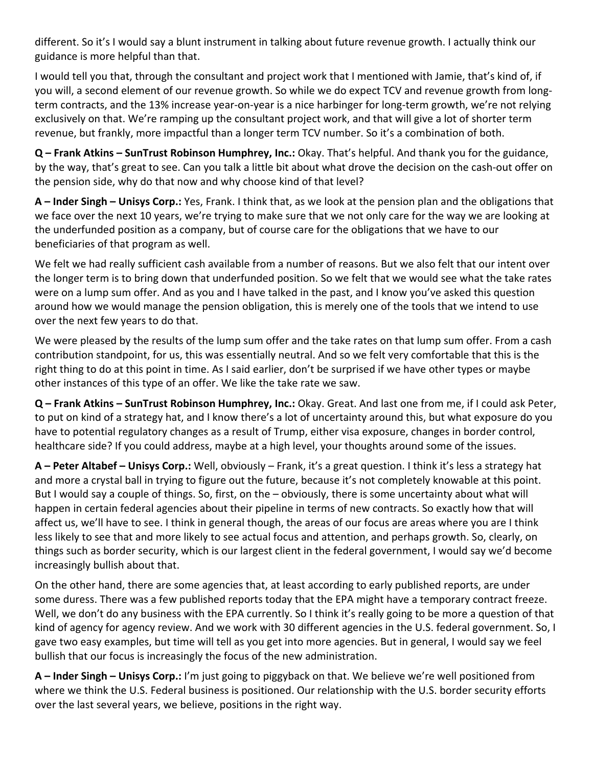different. So it's I would say a blunt instrument in talking about future revenue growth. I actually think our guidance is more helpful than that.

I would tell you that, through the consultant and project work that I mentioned with Jamie, that's kind of, if you will, a second element of our revenue growth. So while we do expect TCV and revenue growth from long-term contracts, and the 13% increase year-on-year is a nice harbinger for long-term growth, we're not relying exclusively on that. We're ramping up the consultant project work, and that will give a lot of shorter term revenue, but frankly, more impactful than a longer term TCV number. So it's a combination of both.

**Q – Frank Atkins – SunTrust Robinson Humphrey, Inc.:** Okay. That's helpful. And thank you for the guidance, by the way, that's great to see. Can you talk a little bit about what drove the decision on the cash-out offer on the pension side, why do that now and why choose kind of that level?

**A – Inder Singh – Unisys Corp.:** Yes, Frank. I think that, as we look at the pension plan and the obligations that we face over the next 10 years, we're trying to make sure that we not only care for the way we are looking at the underfunded position as a company, but of course care for the obligations that we have to our beneficiaries of that program as well.

We felt we had really sufficient cash available from a number of reasons. But we also felt that our intent over the longer term is to bring down that underfunded position. So we felt that we would see what the take rates were on a lump sum offer. And as you and I have talked in the past, and I know you've asked this question around how we would manage the pension obligation, this is merely one of the tools that we intend to use over the next few years to do that.

We were pleased by the results of the lump sum offer and the take rates on that lump sum offer. From a cash contribution standpoint, for us, this was essentially neutral. And so we felt very comfortable that this is the right thing to do at this point in time. As I said earlier, don't be surprised if we have other types or maybe other instances of this type of an offer. We like the take rate we saw.

**Q – Frank Atkins – SunTrust Robinson Humphrey, Inc.:** Okay. Great. And last one from me, if I could ask Peter, to put on kind of a strategy hat, and I know there's a lot of uncertainty around this, but what exposure do you have to potential regulatory changes as a result of Trump, either visa exposure, changes in border control, healthcare side? If you could address, maybe at a high level, your thoughts around some of the issues.

**A – Peter Altabef – Unisys Corp.:** Well, obviously – Frank, it's a great question. I think it's less a strategy hat and more a crystal ball in trying to figure out the future, because it's not completely knowable at this point. But I would say a couple of things. So, first, on the – obviously, there is some uncertainty about what will happen in certain federal agencies about their pipeline in terms of new contracts. So exactly how that will affect us, we'll have to see. I think in general though, the areas of our focus are areas where you are I think less likely to see that and more likely to see actual focus and attention, and perhaps growth. So, clearly, on things such as border security, which is our largest client in the federal government, I would say we'd become increasingly bullish about that.

On the other hand, there are some agencies that, at least according to early published reports, are under some duress. There was a few published reports today that the EPA might have a temporary contract freeze. Well, we don't do any business with the EPA currently. So I think it's really going to be more a question of that kind of agency for agency review. And we work with 30 different agencies in the U.S. federal government. So, I gave two easy examples, but time will tell as you get into more agencies. But in general, I would say we feel bullish that our focus is increasingly the focus of the new administration.

**A – Inder Singh – Unisys Corp.:** I'm just going to piggyback on that. We believe we're well positioned from where we think the U.S. Federal business is positioned. Our relationship with the U.S. border security efforts over the last several years, we believe, positions in the right way.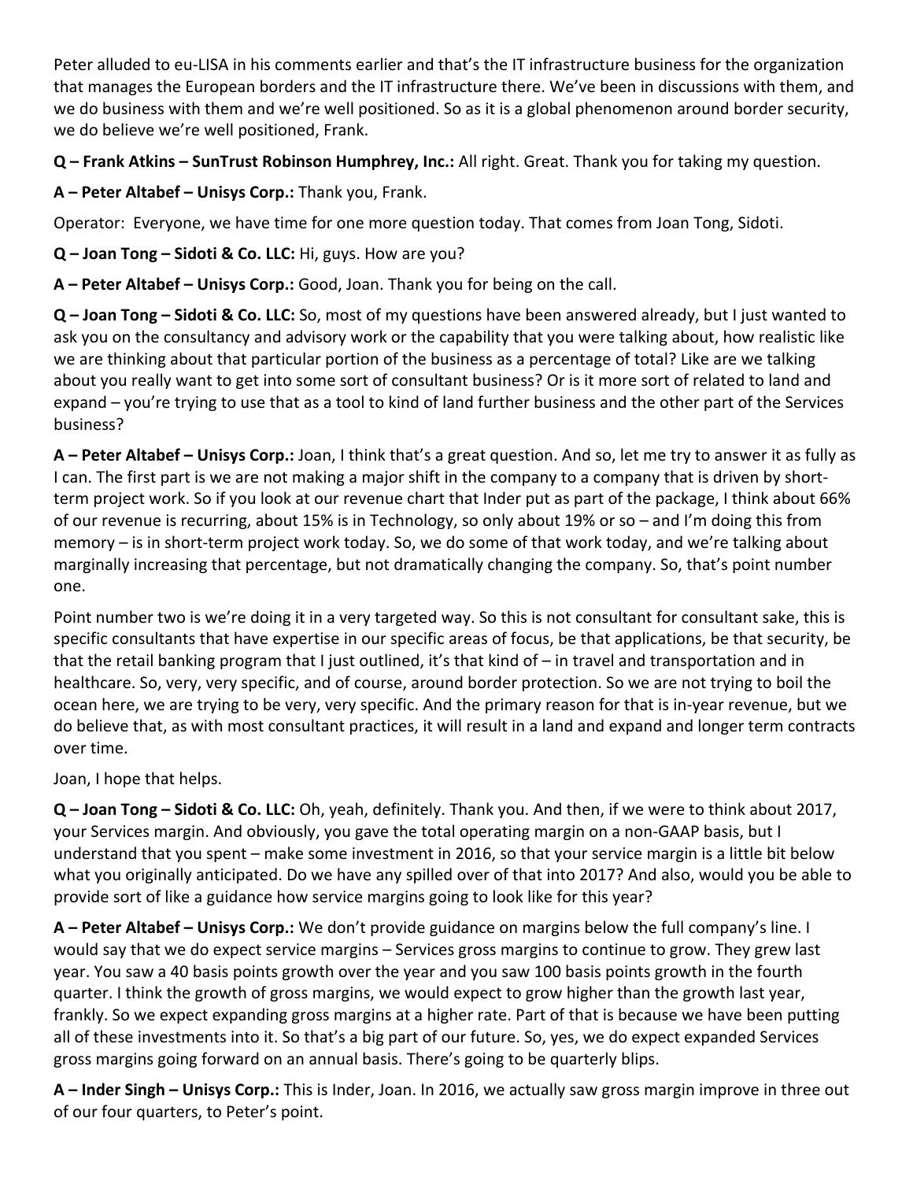Peter alluded to eu-LISA in his comments earlier and that's the IT infrastructure business for the organization that manages the European borders and the IT infrastructure there. We've been in discussions with them, and we do business with them and we're well positioned. So as it is a global phenomenon around border security, we do believe we're well positioned, Frank.

**Q – Frank Atkins – SunTrust Robinson Humphrey, Inc.:** All right. Great. Thank you for taking my question.

**A – Peter Altabef – Unisys Corp.:** Thank you, Frank.

Operator: Everyone, we have time for one more question today. That comes from Joan Tong, Sidoti.

**Q – Joan Tong – Sidoti & Co. LLC:** Hi, guys. How are you?

**A – Peter Altabef – Unisys Corp.:** Good, Joan. Thank you for being on the call.

**Q – Joan Tong – Sidoti & Co. LLC:** So, most of my questions have been answered already, but I just wanted to ask you on the consultancy and advisory work or the capability that you were talking about, how realistic like we are thinking about that particular portion of the business as a percentage of total? Like are we talking about you really want to get into some sort of consultant business? Or is it more sort of related to land and expand – you're trying to use that as a tool to kind of land further business and the other part of the Services business?

**A – Peter Altabef – Unisys Corp.:** Joan, I think that's a great question. And so, let me try to answer it as fully as I can. The first part is we are not making a major shift in the company to a company that is driven by short-term project work. So if you look at our revenue chart that Inder put as part of the package, I think about 66% of our revenue is recurring, about 15% is in Technology, so only about 19% or so – and I'm doing this from memory – is in short-term project work today. So, we do some of that work today, and we're talking about marginally increasing that percentage, but not dramatically changing the company. So, that's point number one.

Point number two is we're doing it in a very targeted way. So this is not consultant for consultant sake, this is specific consultants that have expertise in our specific areas of focus, be that applications, be that security, be that the retail banking program that I just outlined, it's that kind of – in travel and transportation and in healthcare. So, very, very specific, and of course, around border protection. So we are not trying to boil the ocean here, we are trying to be very, very specific. And the primary reason for that is in-year revenue, but we do believe that, as with most consultant practices, it will result in a land and expand and longer term contracts over time.

Joan, I hope that helps.

**Q – Joan Tong – Sidoti & Co. LLC:** Oh, yeah, definitely. Thank you. And then, if we were to think about 2017, your Services margin. And obviously, you gave the total operating margin on a non-GAAP basis, but I understand that you spent – make some investment in 2016, so that your service margin is a little bit below what you originally anticipated. Do we have any spilled over of that into 2017? And also, would you be able to provide sort of like a guidance how service margins going to look like for this year?

**A – Peter Altabef – Unisys Corp.:** We don't provide guidance on margins below the full company's line. I would say that we do expect service margins – Services gross margins to continue to grow. They grew last year. You saw a 40 basis points growth over the year and you saw 100 basis points growth in the fourth quarter. I think the growth of gross margins, we would expect to grow higher than the growth last year, frankly. So we expect expanding gross margins at a higher rate. Part of that is because we have been putting all of these investments into it. So that's a big part of our future. So, yes, we do expect expanded Services gross margins going forward on an annual basis. There's going to be quarterly blips.

**A – Inder Singh – Unisys Corp.:** This is Inder, Joan. In 2016, we actually saw gross margin improve in three out of our four quarters, to Peter's point.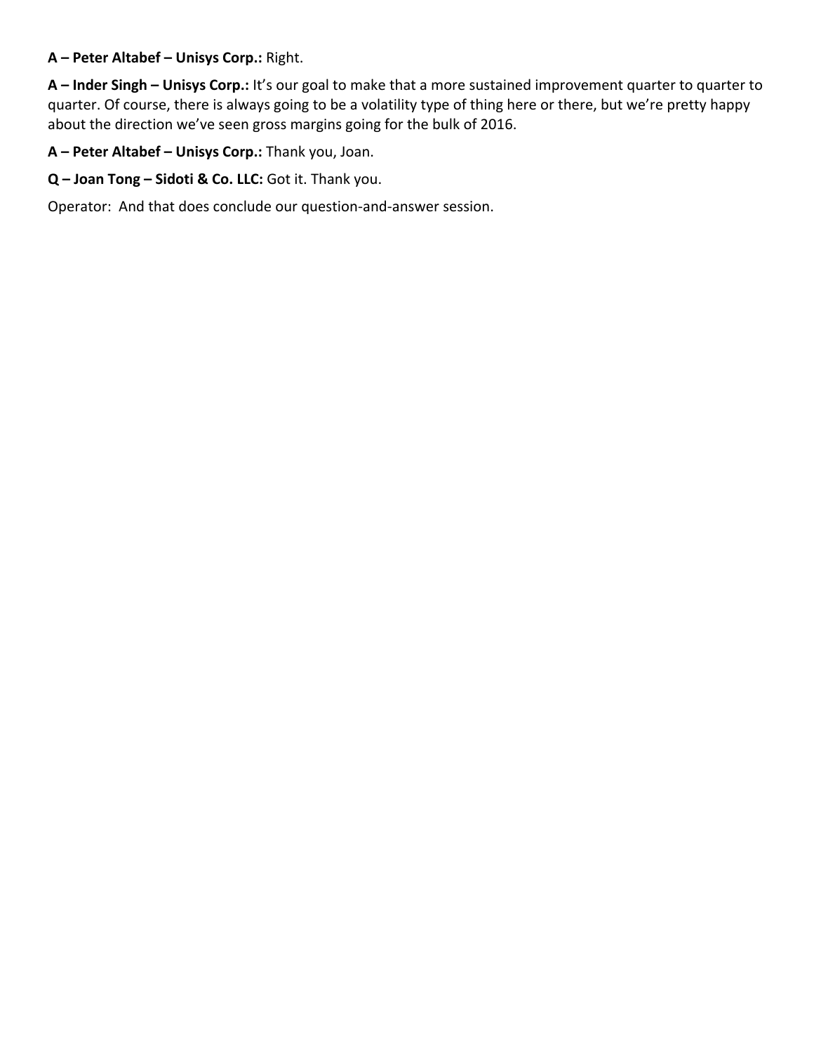**A – Peter Altabef – Unisys Corp.:** Right.

**A – Inder Singh – Unisys Corp.:** It's our goal to make that a more sustained improvement quarter to quarter to quarter. Of course, there is always going to be a volatility type of thing here or there, but we're pretty happy about the direction we've seen gross margins going for the bulk of 2016.

**A – Peter Altabef – Unisys Corp.:** Thank you, Joan.

**Q – Joan Tong – Sidoti & Co. LLC:** Got it. Thank you.

Operator: And that does conclude our question-and-answer session.